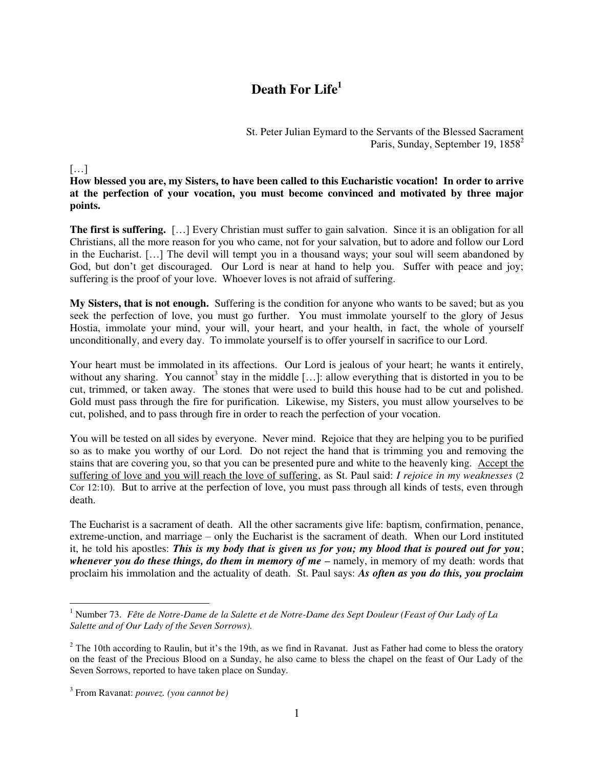# Death For Life[1]

St. Peter Julian Eymard to the Servants of the Blessed Sacrament
Paris, Sunday, September 19, 1858[2]

[…]

**How blessed you are, my Sisters, to have been called to this Eucharistic vocation! In order to arrive at the perfection of your vocation, you must become convinced and motivated by three major points.**

**The first is suffering.** […] Every Christian must suffer to gain salvation. Since it is an obligation for all Christians, all the more reason for you who came, not for your salvation, but to adore and follow our Lord in the Eucharist. […] The devil will tempt you in a thousand ways; your soul will seem abandoned by God, but don't get discouraged. Our Lord is near at hand to help you. Suffer with peace and joy; suffering is the proof of your love. Whoever loves is not afraid of suffering.

**My Sisters, that is not enough.** Suffering is the condition for anyone who wants to be saved; but as you seek the perfection of love, you must go further. You must immolate yourself to the glory of Jesus Hostia, immolate your mind, your will, your heart, and your health, in fact, the whole of yourself unconditionally, and every day. To immolate yourself is to offer yourself in sacrifice to our Lord.

Your heart must be immolated in its affections. Our Lord is jealous of your heart; he wants it entirely, without any sharing. You cannot[3] stay in the middle […]: allow everything that is distorted in you to be cut, trimmed, or taken away. The stones that were used to build this house had to be cut and polished. Gold must pass through the fire for purification. Likewise, my Sisters, you must allow yourselves to be cut, polished, and to pass through fire in order to reach the perfection of your vocation.

You will be tested on all sides by everyone. Never mind. Rejoice that they are helping you to be purified so as to make you worthy of our Lord. Do not reject the hand that is trimming you and removing the stains that are covering you, so that you can be presented pure and white to the heavenly king. <u>Accept the suffering of love and you will reach the love of suffering</u>, as St. Paul said: *I rejoice in my weaknesses* (2 Cor 12:10). But to arrive at the perfection of love, you must pass through all kinds of tests, even through death.

The Eucharist is a sacrament of death. All the other sacraments give life: baptism, confirmation, penance, extreme-unction, and marriage – only the Eucharist is the sacrament of death. When our Lord instituted it, he told his apostles: ***This is my body that is given us for you; my blood that is poured out for you***; ***whenever you do these things, do them in memory of me*** – namely, in memory of my death: words that proclaim his immolation and the actuality of death. St. Paul says: ***As often as you do this, you proclaim***

---

[1] Number 73. *Fête de Notre-Dame de la Salette et de Notre-Dame des Sept Douleur (Feast of Our Lady of La Salette and of Our Lady of the Seven Sorrows).*

[2] The 10th according to Raulin, but it's the 19th, as we find in Ravanat. Just as Father had come to bless the oratory on the feast of the Precious Blood on a Sunday, he also came to bless the chapel on the feast of Our Lady of the Seven Sorrows, reported to have taken place on Sunday.

[3] From Ravanat: *pouvez. (you cannot be)*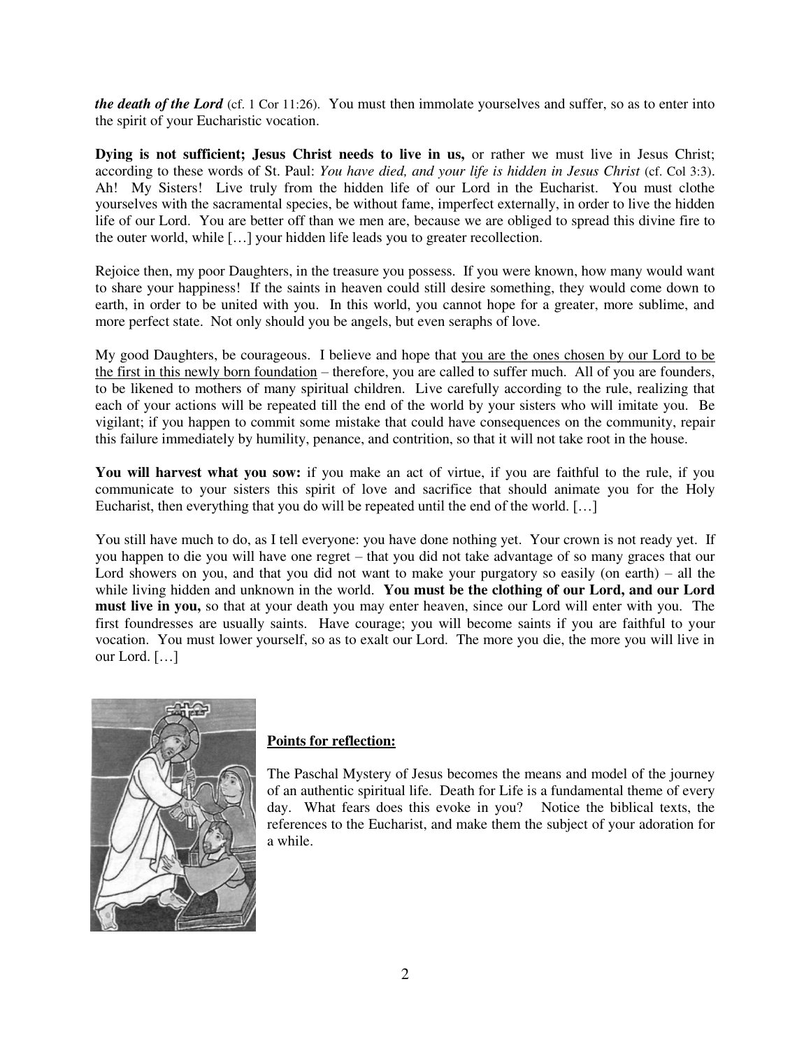***the death of the Lord*** (cf. 1 Cor 11:26). You must then immolate yourselves and suffer, so as to enter into the spirit of your Eucharistic vocation.

**Dying is not sufficient; Jesus Christ needs to live in us,** or rather we must live in Jesus Christ; according to these words of St. Paul: *You have died, and your life is hidden in Jesus Christ* (cf. Col 3:3). Ah! My Sisters! Live truly from the hidden life of our Lord in the Eucharist. You must clothe yourselves with the sacramental species, be without fame, imperfect externally, in order to live the hidden life of our Lord. You are better off than we men are, because we are obliged to spread this divine fire to the outer world, while […] your hidden life leads you to greater recollection.

Rejoice then, my poor Daughters, in the treasure you possess. If you were known, how many would want to share your happiness! If the saints in heaven could still desire something, they would come down to earth, in order to be united with you. In this world, you cannot hope for a greater, more sublime, and more perfect state. Not only should you be angels, but even seraphs of love.

My good Daughters, be courageous. I believe and hope that <u>you are the ones chosen by our Lord to be the first in this newly born foundation</u> – therefore, you are called to suffer much. All of you are founders, to be likened to mothers of many spiritual children. Live carefully according to the rule, realizing that each of your actions will be repeated till the end of the world by your sisters who will imitate you. Be vigilant; if you happen to commit some mistake that could have consequences on the community, repair this failure immediately by humility, penance, and contrition, so that it will not take root in the house.

**You will harvest what you sow:** if you make an act of virtue, if you are faithful to the rule, if you communicate to your sisters this spirit of love and sacrifice that should animate you for the Holy Eucharist, then everything that you do will be repeated until the end of the world. […]

You still have much to do, as I tell everyone: you have done nothing yet. Your crown is not ready yet. If you happen to die you will have one regret – that you did not take advantage of so many graces that our Lord showers on you, and that you did not want to make your purgatory so easily (on earth) – all the while living hidden and unknown in the world. **You must be the clothing of our Lord, and our Lord must live in you,** so that at your death you may enter heaven, since our Lord will enter with you. The first foundresses are usually saints. Have courage; you will become saints if you are faithful to your vocation. You must lower yourself, so as to exalt our Lord. The more you die, the more you will live in our Lord. […]

**<u>Points for reflection:</u>**

The Paschal Mystery of Jesus becomes the means and model of the journey of an authentic spiritual life. Death for Life is a fundamental theme of every day. What fears does this evoke in you? Notice the biblical texts, the references to the Eucharist, and make them the subject of your adoration for a while.